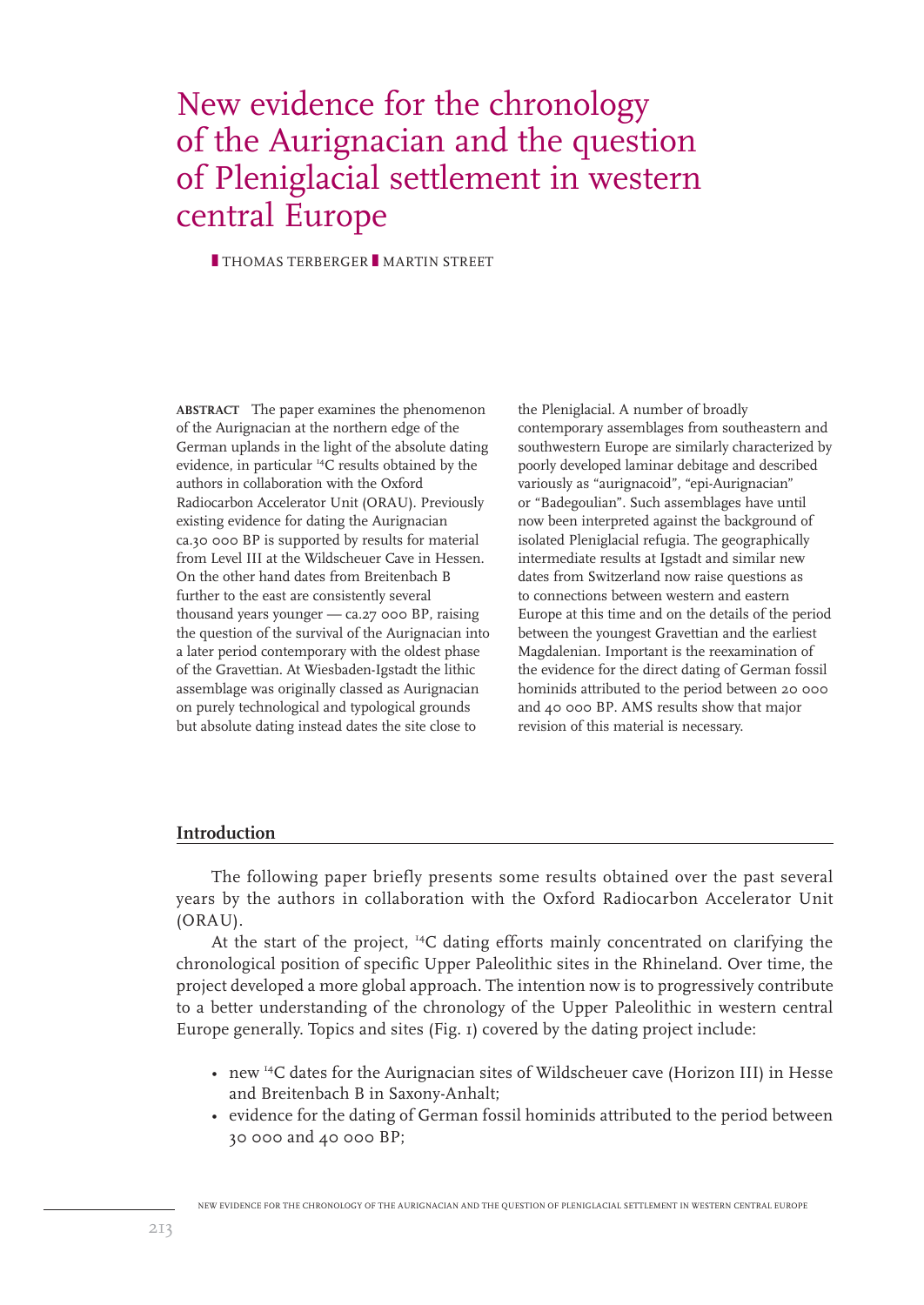# New evidence for the chronology of the Aurignacian and the question of Pleniglacial settlement in western central Europe

THOMAS TERBERGER  MARTIN STREET

**ABSTRACT** The paper examines the phenomenon of the Aurignacian at the northern edge of the German uplands in the light of the absolute dating evidence, in particular $^{14}C$ results obtained by the authors in collaboration with the Oxford Radiocarbon Accelerator Unit (ORAU). Previously existing evidence for dating the Aurignacian ca.30 000 BP is supported by results for material from Level III at the Wildscheuer Cave in Hessen. On the other hand dates from Breitenbach B further to the east are consistently several thousand years younger — ca.27 000 BP, raising the question of the survival of the Aurignacian into a later period contemporary with the oldest phase of the Gravettian. At Wiesbaden-Igstadt the lithic assemblage was originally classed as Aurignacian on purely technological and typological grounds but absolute dating instead dates the site close to the Pleniglacial. A number of broadly contemporary assemblages from southeastern and southwestern Europe are similarly characterized by poorly developed laminar debitage and described variously as "aurignacoid", "epi-Aurignacian" or "Badegoulian". Such assemblages have until now been interpreted against the background of isolated Pleniglacial refugia. The geographically intermediate results at Igstadt and similar new dates from Switzerland now raise questions as to connections between western and eastern Europe at this time and on the details of the period between the youngest Gravettian and the earliest Magdalenian. Important is the reexamination of the evidence for the direct dating of German fossil hominids attributed to the period between 20 000 and 40 000 BP. AMS results show that major revision of this material is necessary.

## Introduction

The following paper briefly presents some results obtained over the past several years by the authors in collaboration with the Oxford Radiocarbon Accelerator Unit (ORAU).

At the start of the project, $^{14}C$ dating efforts mainly concentrated on clarifying the chronological position of specific Upper Paleolithic sites in the Rhineland. Over time, the project developed a more global approach. The intention now is to progressively contribute to a better understanding of the chronology of the Upper Paleolithic in western central Europe generally. Topics and sites (Fig. 1) covered by the dating project include:

- new $^{14}C$ dates for the Aurignacian sites of Wildscheuer cave (Horizon III) in Hesse and Breitenbach B in Saxony-Anhalt;
- evidence for the dating of German fossil hominids attributed to the period between 30 000 and 40 000 BP;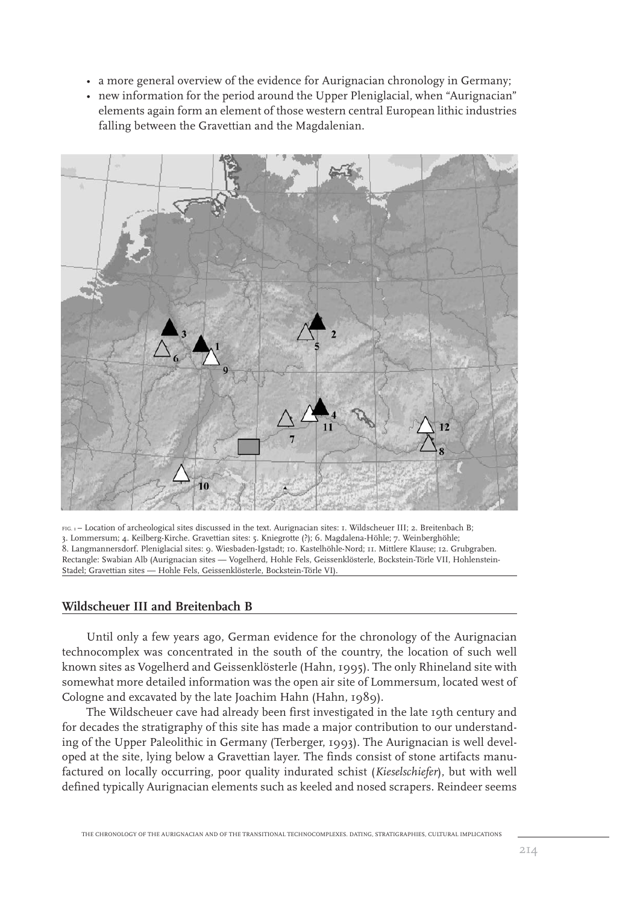- a more general overview of the evidence for Aurignacian chronology in Germany;
- new information for the period around the Upper Pleniglacial, when "Aurignacian" elements again form an element of those western central European lithic industries falling between the Gravettian and the Magdalenian.

FIG. 1 – Location of archeological sites discussed in the text. Aurignacian sites: 1. Wildscheuer III; 2. Breitenbach B; 3. Lommersum; 4. Keilberg-Kirche. Gravettian sites: 5. Kniegrotte (?); 6. Magdalena-Höhle; 7. Weinberghöhle; 8. Langmannersdorf. Pleniglacial sites: 9. Wiesbaden-Igstadt; 10. Kastelhöhle-Nord; 11. Mittlere Klause; 12. Grubgraben. Rectangle: Swabian Alb (Aurignacian sites — Vogelherd, Hohle Fels, Geissenklösterle, Bockstein-Törle VII, Hohlenstein-Stadel; Gravettian sites — Hohle Fels, Geissenklösterle, Bockstein-Törle VI).

## Wildscheuer III and Breitenbach B

Until only a few years ago, German evidence for the chronology of the Aurignacian technocomplex was concentrated in the south of the country, the location of such well known sites as Vogelherd and Geissenklösterle (Hahn, 1995). The only Rhineland site with somewhat more detailed information was the open air site of Lommersum, located west of Cologne and excavated by the late Joachim Hahn (Hahn, 1989).

The Wildscheuer cave had already been first investigated in the late 19th century and for decades the stratigraphy of this site has made a major contribution to our understanding of the Upper Paleolithic in Germany (Terberger, 1993). The Aurignacian is well developed at the site, lying below a Gravettian layer. The finds consist of stone artifacts manufactured on locally occurring, poor quality indurated schist (*Kieselschiefer*), but with well defined typically Aurignacian elements such as keeled and nosed scrapers. Reindeer seems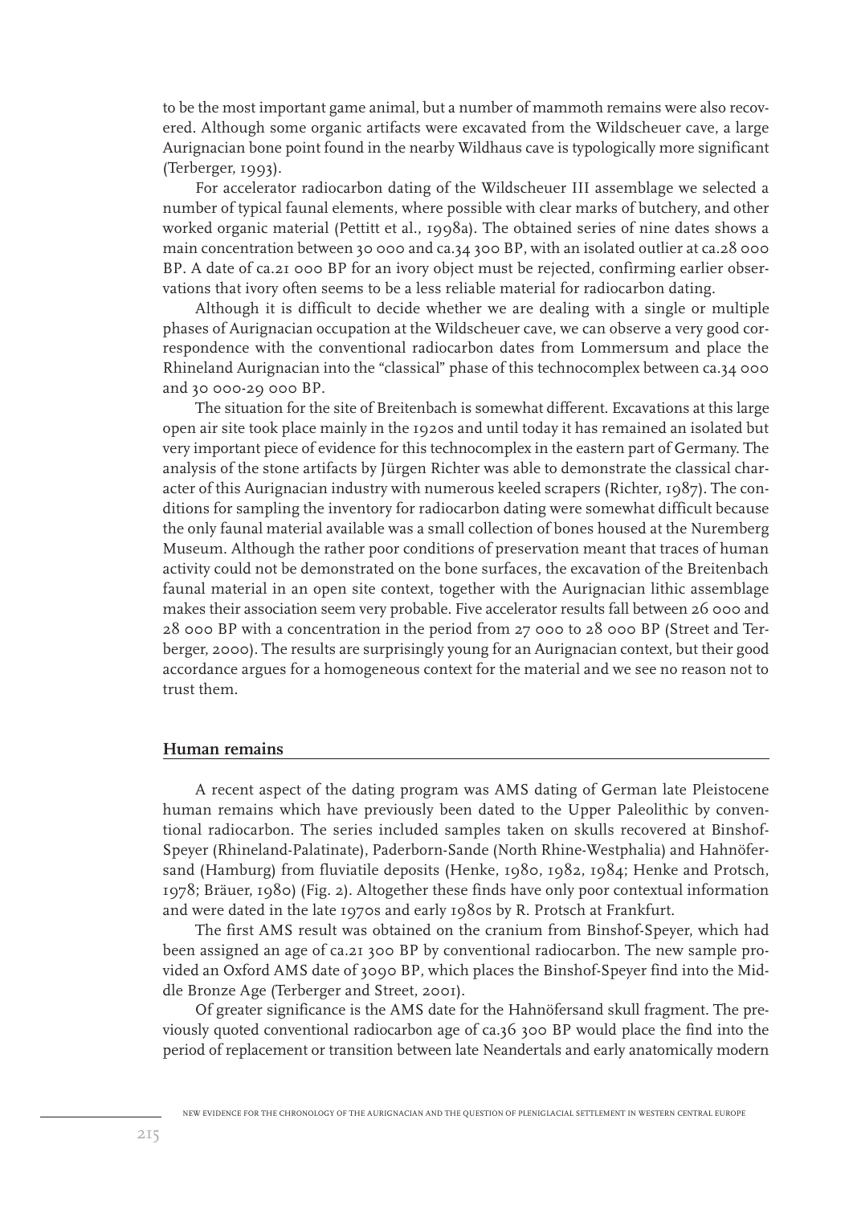to be the most important game animal, but a number of mammoth remains were also recovered. Although some organic artifacts were excavated from the Wildscheuer cave, a large Aurignacian bone point found in the nearby Wildhaus cave is typologically more significant (Terberger, 1993).

For accelerator radiocarbon dating of the Wildscheuer III assemblage we selected a number of typical faunal elements, where possible with clear marks of butchery, and other worked organic material (Pettitt et al., 1998a). The obtained series of nine dates shows a main concentration between 30 000 and ca.34 300 BP, with an isolated outlier at ca.28 000 BP. A date of ca.21 000 BP for an ivory object must be rejected, confirming earlier observations that ivory often seems to be a less reliable material for radiocarbon dating.

Although it is difficult to decide whether we are dealing with a single or multiple phases of Aurignacian occupation at the Wildscheuer cave, we can observe a very good correspondence with the conventional radiocarbon dates from Lommersum and place the Rhineland Aurignacian into the "classical" phase of this technocomplex between ca.34 000 and 30 000-29 000 BP.

The situation for the site of Breitenbach is somewhat different. Excavations at this large open air site took place mainly in the 1920s and until today it has remained an isolated but very important piece of evidence for this technocomplex in the eastern part of Germany. The analysis of the stone artifacts by Jürgen Richter was able to demonstrate the classical character of this Aurignacian industry with numerous keeled scrapers (Richter, 1987). The conditions for sampling the inventory for radiocarbon dating were somewhat difficult because the only faunal material available was a small collection of bones housed at the Nuremberg Museum. Although the rather poor conditions of preservation meant that traces of human activity could not be demonstrated on the bone surfaces, the excavation of the Breitenbach faunal material in an open site context, together with the Aurignacian lithic assemblage makes their association seem very probable. Five accelerator results fall between 26 000 and 28 000 BP with a concentration in the period from 27 000 to 28 000 BP (Street and Terberger, 2000). The results are surprisingly young for an Aurignacian context, but their good accordance argues for a homogeneous context for the material and we see no reason not to trust them.

## Human remains

A recent aspect of the dating program was AMS dating of German late Pleistocene human remains which have previously been dated to the Upper Paleolithic by conventional radiocarbon. The series included samples taken on skulls recovered at Binshof-Speyer (Rhineland-Palatinate), Paderborn-Sande (North Rhine-Westphalia) and Hahnöfersand (Hamburg) from fluviatile deposits (Henke, 1980, 1982, 1984; Henke and Protsch, 1978; Bräuer, 1980) (Fig. 2). Altogether these finds have only poor contextual information and were dated in the late 1970s and early 1980s by R. Protsch at Frankfurt.

The first AMS result was obtained on the cranium from Binshof-Speyer, which had been assigned an age of ca.21 300 BP by conventional radiocarbon. The new sample provided an Oxford AMS date of 3090 BP, which places the Binshof-Speyer find into the Middle Bronze Age (Terberger and Street, 2001).

Of greater significance is the AMS date for the Hahnöfersand skull fragment. The previously quoted conventional radiocarbon age of ca.36 300 BP would place the find into the period of replacement or transition between late Neandertals and early anatomically modern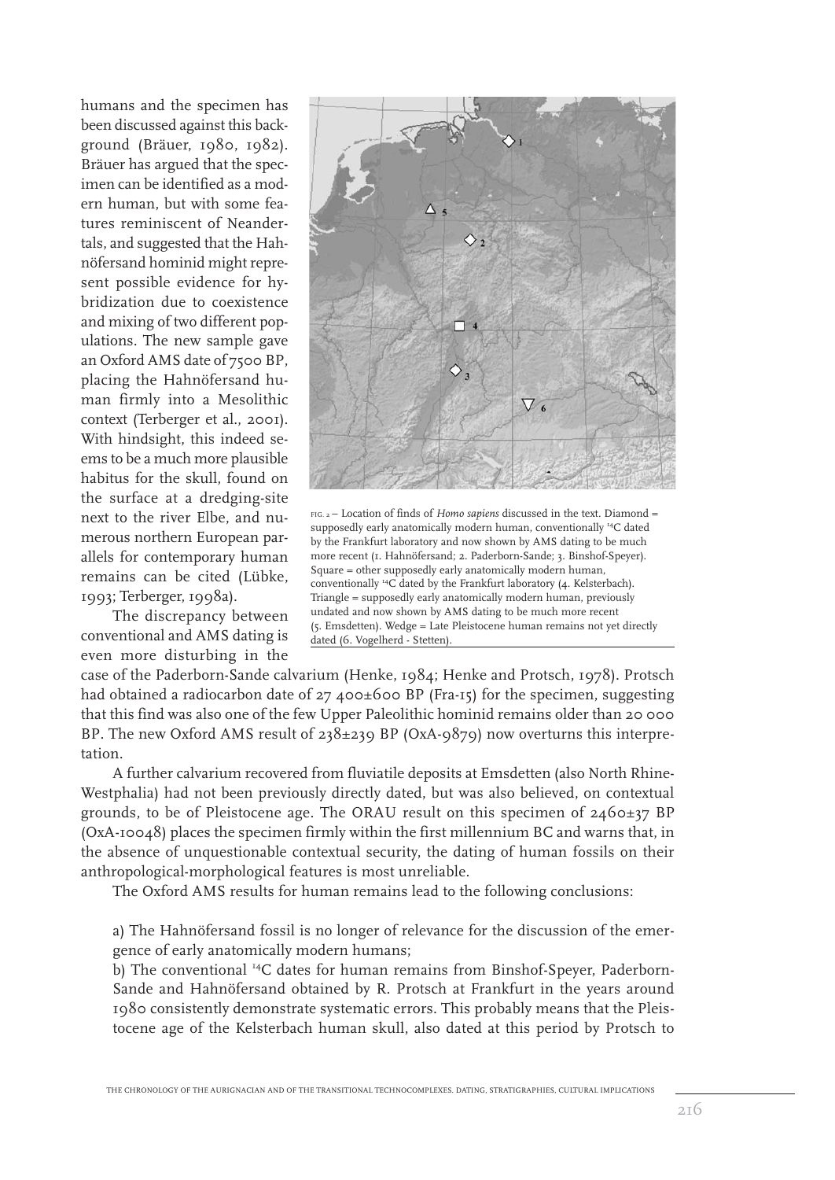humans and the specimen has been discussed against this background (Bräuer, 1980, 1982). Bräuer has argued that the specimen can be identified as a modern human, but with some features reminiscent of Neandertals, and suggested that the Hahnöfersand hominid might represent possible evidence for hybridization due to coexistence and mixing of two different populations. The new sample gave an Oxford AMS date of 7500 BP, placing the Hahnöfersand human firmly into a Mesolithic context (Terberger et al., 2001). With hindsight, this indeed seems to be a much more plausible habitus for the skull, found on the surface at a dredging-site next to the river Elbe, and numerous northern European parallels for contemporary human remains can be cited (Lübke, 1993; Terberger, 1998a).

FIG. 2 – Location of finds of *Homo sapiens* discussed in the text. Diamond = supposedly early anatomically modern human, conventionally $^{14}C$ dated by the Frankfurt laboratory and now shown by AMS dating to be much more recent (1. Hahnöfersand; 2. Paderborn-Sande; 3. Binshof-Speyer). Square = other supposedly early anatomically modern human, conventionally $^{14}C$ dated by the Frankfurt laboratory (4. Kelsterbach). Triangle = supposedly early anatomically modern human, previously undated and now shown by AMS dating to be much more recent (5. Emsdetten). Wedge = Late Pleistocene human remains not yet directly dated (6. Vogelherd - Stetten).

The discrepancy between conventional and AMS dating is even more disturbing in the case of the Paderborn-Sande calvarium (Henke, 1984; Henke and Protsch, 1978). Protsch had obtained a radiocarbon date of 27 400±600 BP (Fra-15) for the specimen, suggesting that this find was also one of the few Upper Paleolithic hominid remains older than 20 000 BP. The new Oxford AMS result of 238±239 BP (OxA-9879) now overturns this interpretation.

A further calvarium recovered from fluviatile deposits at Emsdetten (also North Rhine-Westphalia) had not been previously directly dated, but was also believed, on contextual grounds, to be of Pleistocene age. The ORAU result on this specimen of 2460±37 BP (OxA-10048) places the specimen firmly within the first millennium BC and warns that, in the absence of unquestionable contextual security, the dating of human fossils on their anthropological-morphological features is most unreliable.

The Oxford AMS results for human remains lead to the following conclusions:

a) The Hahnöfersand fossil is no longer of relevance for the discussion of the emergence of early anatomically modern humans;

b) The conventional $^{14}C$ dates for human remains from Binshof-Speyer, Paderborn-Sande and Hahnöfersand obtained by R. Protsch at Frankfurt in the years around 1980 consistently demonstrate systematic errors. This probably means that the Pleistocene age of the Kelsterbach human skull, also dated at this period by Protsch to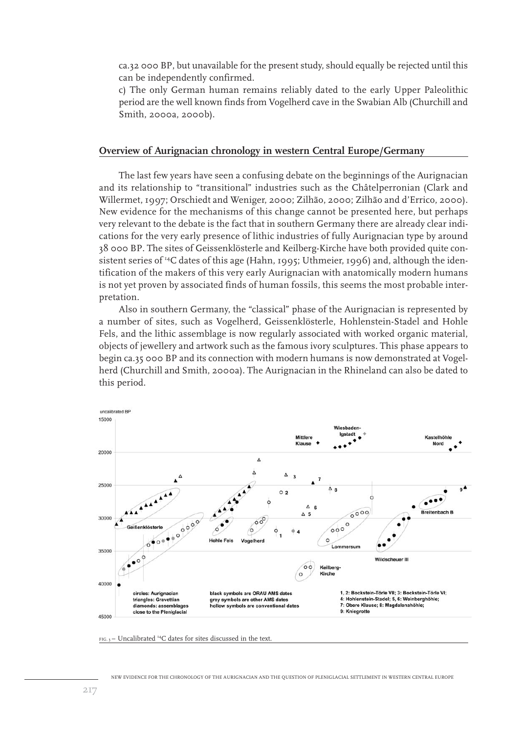ca.32 000 BP, but unavailable for the present study, should equally be rejected until this can be independently confirmed.

c) The only German human remains reliably dated to the early Upper Paleolithic period are the well known finds from Vogelherd cave in the Swabian Alb (Churchill and Smith, 2000a, 2000b).

## Overview of Aurignacian chronology in western Central Europe/Germany

The last few years have seen a confusing debate on the beginnings of the Aurignacian and its relationship to "transitional" industries such as the Châtelperronian (Clark and Willermet, 1997; Orschiedt and Weniger, 2000; Zilhão, 2000; Zilhão and d'Errico, 2000). New evidence for the mechanisms of this change cannot be presented here, but perhaps very relevant to the debate is the fact that in southern Germany there are already clear indications for the very early presence of lithic industries of fully Aurignacian type by around 38 000 BP. The sites of Geissenklösterle and Keilberg-Kirche have both provided quite consistent series of $^{14}$C dates of this age (Hahn, 1995; Uthmeier, 1996) and, although the identification of the makers of this very early Aurignacian with anatomically modern humans is not yet proven by associated finds of human fossils, this seems the most probable interpretation.

Also in southern Germany, the "classical" phase of the Aurignacian is represented by a number of sites, such as Vogelherd, Geissenklösterle, Hohlenstein-Stadel and Hohle Fels, and the lithic assemblage is now regularly associated with worked organic material, objects of jewellery and artwork such as the famous ivory sculptures. This phase appears to begin ca.35 000 BP and its connection with modern humans is now demonstrated at Vogelherd (Churchill and Smith, 2000a). The Aurignacian in the Rhineland can also be dated to this period.

FIG. 3 – Uncalibrated $^{14}$C dates for sites discussed in the text.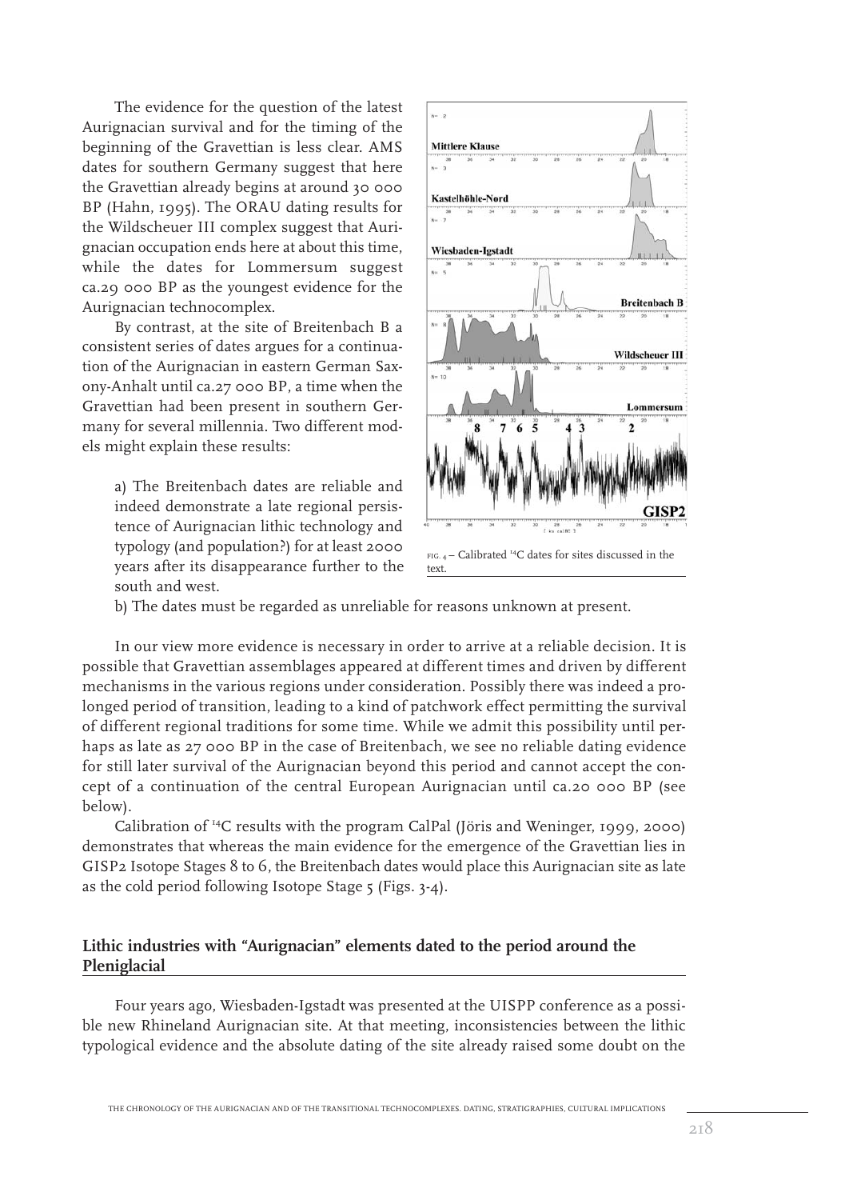The evidence for the question of the latest Aurignacian survival and for the timing of the beginning of the Gravettian is less clear. AMS dates for southern Germany suggest that here the Gravettian already begins at around 30 000 BP (Hahn, 1995). The ORAU dating results for the Wildscheuer III complex suggest that Aurignacian occupation ends here at about this time, while the dates for Lommersum suggest ca.29 000 BP as the youngest evidence for the Aurignacian technocomplex.

By contrast, at the site of Breitenbach B a consistent series of dates argues for a continuation of the Aurignacian in eastern German Saxony-Anhalt until ca.27 000 BP, a time when the Gravettian had been present in southern Germany for several millennia. Two different models might explain these results:

a) The Breitenbach dates are reliable and indeed demonstrate a late regional persistence of Aurignacian lithic technology and typology (and population?) for at least 2000 years after its disappearance further to the south and west.

b) The dates must be regarded as unreliable for reasons unknown at present.

FIG. 4 – Calibrated $^{14}$C dates for sites discussed in the text.

In our view more evidence is necessary in order to arrive at a reliable decision. It is possible that Gravettian assemblages appeared at different times and driven by different mechanisms in the various regions under consideration. Possibly there was indeed a prolonged period of transition, leading to a kind of patchwork effect permitting the survival of different regional traditions for some time. While we admit this possibility until perhaps as late as 27 000 BP in the case of Breitenbach, we see no reliable dating evidence for still later survival of the Aurignacian beyond this period and cannot accept the concept of a continuation of the central European Aurignacian until ca.20 000 BP (see below).

Calibration of $^{14}$C results with the program CalPal (Jöris and Weninger, 1999, 2000) demonstrates that whereas the main evidence for the emergence of the Gravettian lies in GISP2 Isotope Stages 8 to 6, the Breitenbach dates would place this Aurignacian site as late as the cold period following Isotope Stage 5 (Figs. 3-4).

## Lithic industries with "Aurignacian" elements dated to the period around the Pleniglacial

Four years ago, Wiesbaden-Igstadt was presented at the UISPP conference as a possible new Rhineland Aurignacian site. At that meeting, inconsistencies between the lithic typological evidence and the absolute dating of the site already raised some doubt on the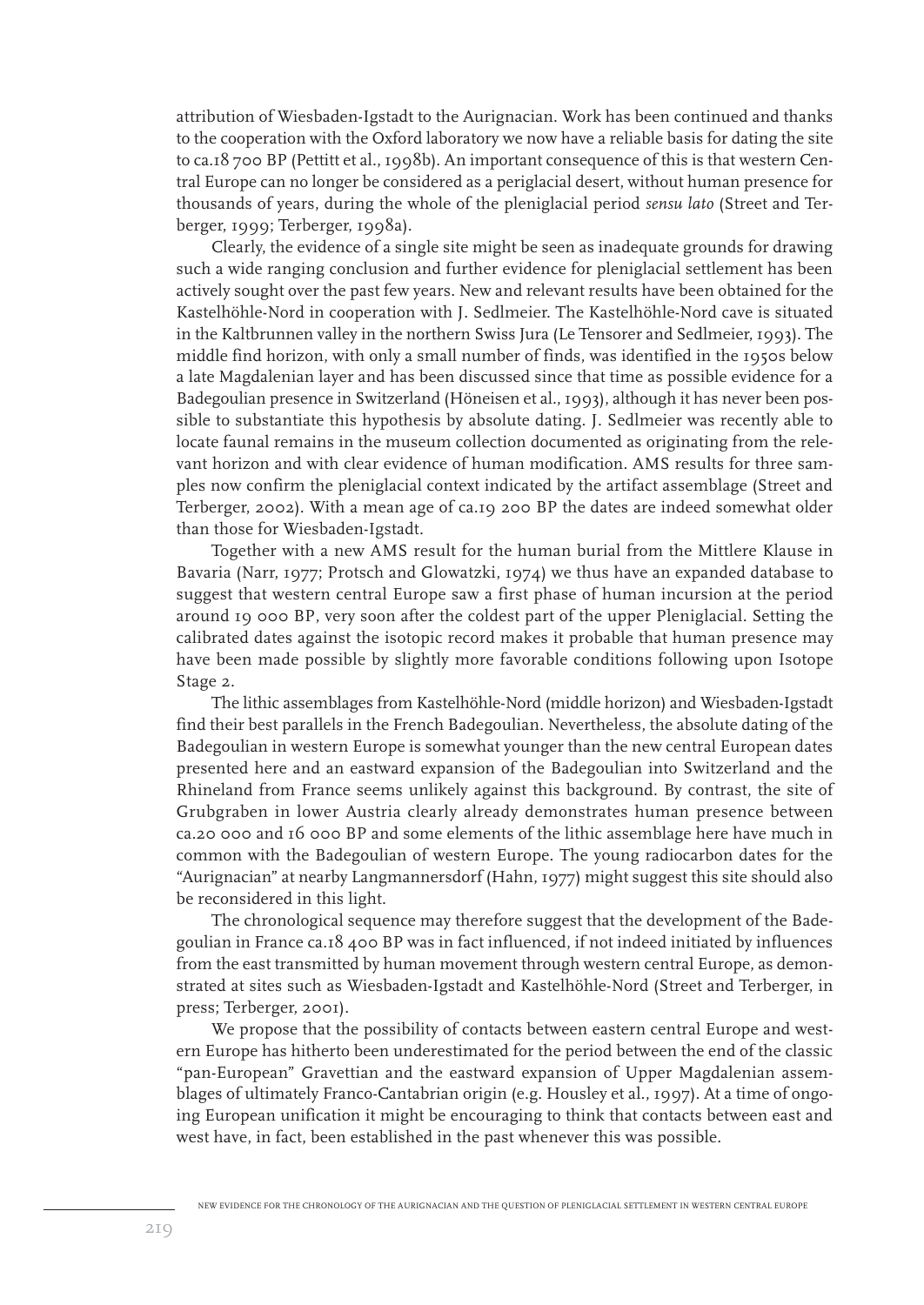attribution of Wiesbaden-Igstadt to the Aurignacian. Work has been continued and thanks to the cooperation with the Oxford laboratory we now have a reliable basis for dating the site to ca.18 700 BP (Pettitt et al., 1998b). An important consequence of this is that western Central Europe can no longer be considered as a periglacial desert, without human presence for thousands of years, during the whole of the pleniglacial period *sensu lato* (Street and Terberger, 1999; Terberger, 1998a).

Clearly, the evidence of a single site might be seen as inadequate grounds for drawing such a wide ranging conclusion and further evidence for pleniglacial settlement has been actively sought over the past few years. New and relevant results have been obtained for the Kastelhöhle-Nord in cooperation with J. Sedlmeier. The Kastelhöhle-Nord cave is situated in the Kaltbrunnen valley in the northern Swiss Jura (Le Tensorer and Sedlmeier, 1993). The middle find horizon, with only a small number of finds, was identified in the 1950s below a late Magdalenian layer and has been discussed since that time as possible evidence for a Badegoulian presence in Switzerland (Höneisen et al., 1993), although it has never been possible to substantiate this hypothesis by absolute dating. J. Sedlmeier was recently able to locate faunal remains in the museum collection documented as originating from the relevant horizon and with clear evidence of human modification. AMS results for three samples now confirm the pleniglacial context indicated by the artifact assemblage (Street and Terberger, 2002). With a mean age of ca.19 200 BP the dates are indeed somewhat older than those for Wiesbaden-Igstadt.

Together with a new AMS result for the human burial from the Mittlere Klause in Bavaria (Narr, 1977; Protsch and Glowatzki, 1974) we thus have an expanded database to suggest that western central Europe saw a first phase of human incursion at the period around 19 000 BP, very soon after the coldest part of the upper Pleniglacial. Setting the calibrated dates against the isotopic record makes it probable that human presence may have been made possible by slightly more favorable conditions following upon Isotope Stage 2.

The lithic assemblages from Kastelhöhle-Nord (middle horizon) and Wiesbaden-Igstadt find their best parallels in the French Badegoulian. Nevertheless, the absolute dating of the Badegoulian in western Europe is somewhat younger than the new central European dates presented here and an eastward expansion of the Badegoulian into Switzerland and the Rhineland from France seems unlikely against this background. By contrast, the site of Grubgraben in lower Austria clearly already demonstrates human presence between ca.20 000 and 16 000 BP and some elements of the lithic assemblage here have much in common with the Badegoulian of western Europe. The young radiocarbon dates for the "Aurignacian" at nearby Langmannersdorf (Hahn, 1977) might suggest this site should also be reconsidered in this light.

The chronological sequence may therefore suggest that the development of the Badegoulian in France ca.18 400 BP was in fact influenced, if not indeed initiated by influences from the east transmitted by human movement through western central Europe, as demonstrated at sites such as Wiesbaden-Igstadt and Kastelhöhle-Nord (Street and Terberger, in press; Terberger, 2001).

We propose that the possibility of contacts between eastern central Europe and western Europe has hitherto been underestimated for the period between the end of the classic "pan-European" Gravettian and the eastward expansion of Upper Magdalenian assemblages of ultimately Franco-Cantabrian origin (e.g. Housley et al., 1997). At a time of ongoing European unification it might be encouraging to think that contacts between east and west have, in fact, been established in the past whenever this was possible.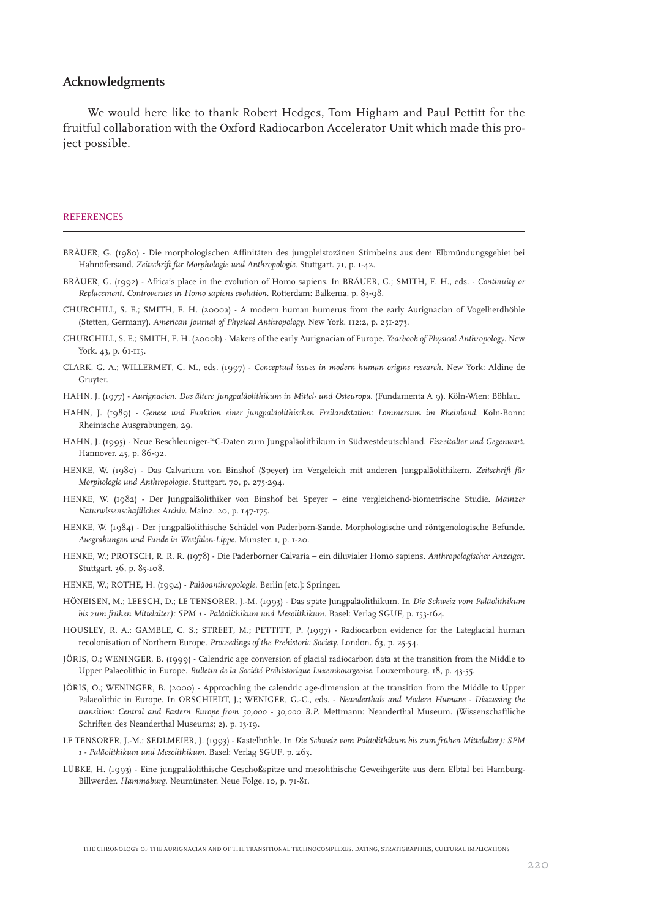## Acknowledgments

We would here like to thank Robert Hedges, Tom Higham and Paul Pettitt for the fruitful collaboration with the Oxford Radiocarbon Accelerator Unit which made this project possible.

## REFERENCES

BRÄUER, G. (1980) - Die morphologischen Affinitäten des jungpleistozänen Stirnbeins aus dem Elbmündungsgebiet bei Hahnöfersand. *Zeitschrift für Morphologie und Anthropologie*. Stuttgart. 71, p. 1-42.

BRÄUER, G. (1992) - Africa's place in the evolution of Homo sapiens. In BRÄUER, G.; SMITH, F. H., eds. - *Continuity or Replacement. Controversies in Homo sapiens evolution*. Rotterdam: Balkema, p. 83-98.

CHURCHILL, S. E.; SMITH, F. H. (2000a) - A modern human humerus from the early Aurignacian of Vogelherdhöhle (Stetten, Germany). *American Journal of Physical Anthropology*. New York. 112:2, p. 251-273.

CHURCHILL, S. E.; SMITH, F. H. (2000b) - Makers of the early Aurignacian of Europe. *Yearbook of Physical Anthropology*. New York. 43, p. 61-115.

CLARK, G. A.; WILLERMET, C. M., eds. (1997) - *Conceptual issues in modern human origins research*. New York: Aldine de Gruyter.

HAHN, J. (1977) - *Aurignacien. Das ältere Jungpaläolithikum in Mittel- und Osteuropa*. (Fundamenta A 9). Köln-Wien: Böhlau.

HAHN, J. (1989) - *Genese und Funktion einer jungpaläolithischen Freilandstation: Lommersum im Rheinland*. Köln-Bonn: Rheinische Ausgrabungen, 29.

HAHN, J. (1995) - Neue Beschleuniger-$^{14}$C-Daten zum Jungpaläolithikum in Südwestdeutschland. *Eiszeitalter und Gegenwart*. Hannover. 45, p. 86-92.

HENKE, W. (1980) - Das Calvarium von Binshof (Speyer) im Vergeleich mit anderen Jungpaläolithikern. *Zeitschrift für Morphologie und Anthropologie*. Stuttgart. 70, p. 275-294.

HENKE, W. (1982) - Der Jungpaläolithiker von Binshof bei Speyer – eine vergleichend-biometrische Studie. *Mainzer Naturwissenschaftliches Archiv*. Mainz. 20, p. 147-175.

HENKE, W. (1984) - Der jungpaläolithische Schädel von Paderborn-Sande. Morphologische und röntgenologische Befunde. *Ausgrabungen und Funde in Westfalen-Lippe*. Münster. 1, p. 1-20.

HENKE, W.; PROTSCH, R. R. R. (1978) - Die Paderborner Calvaria – ein diluvialer Homo sapiens. *Anthropologischer Anzeiger*. Stuttgart. 36, p. 85-108.

HENKE, W.; ROTHE, H. (1994) - *Paläoanthropologie*. Berlin [etc.]: Springer.

HÖNEISEN, M.; LEESCH, D.; LE TENSORER, J.-M. (1993) - Das späte Jungpaläolithikum. In *Die Schweiz vom Paläolithikum bis zum frühen Mittelalter): SPM 1 - Paläolithikum und Mesolithikum*. Basel: Verlag SGUF, p. 153-164.

HOUSLEY, R. A.; GAMBLE, C. S.; STREET, M.; PETTITT, P. (1997) - Radiocarbon evidence for the Lateglacial human recolonisation of Northern Europe. *Proceedings of the Prehistoric Society*. London. 63, p. 25-54.

JÖRIS, O.; WENINGER, B. (1999) - Calendric age conversion of glacial radiocarbon data at the transition from the Middle to Upper Palaeolithic in Europe. *Bulletin de la Société Préhistorique Luxembourgeoise*. Louxembourg. 18, p. 43-55.

JÖRIS, O.; WENINGER, B. (2000) - Approaching the calendric age-dimension at the transition from the Middle to Upper Palaeolithic in Europe. In ORSCHIEDT, J.; WENIGER, G.-C., eds. - *Neanderthals and Modern Humans - Discussing the transition: Central and Eastern Europe from 50,000 - 30,000 B.P*. Mettmann: Neanderthal Museum. (Wissenschaftliche Schriften des Neanderthal Museums; 2), p. 13-19.

LE TENSORER, J.-M.; SEDLMEIER, J. (1993) - Kastelhöhle. In *Die Schweiz vom Paläolithikum bis zum frühen Mittelalter): SPM 1 - Paläolithikum und Mesolithikum*. Basel: Verlag SGUF, p. 263.

LÜBKE, H. (1993) - Eine jungpaläolithische Geschoßspitze und mesolithische Geweihgeräte aus dem Elbtal bei Hamburg-Billwerder. *Hammaburg*. Neumünster. Neue Folge. 10, p. 71-81.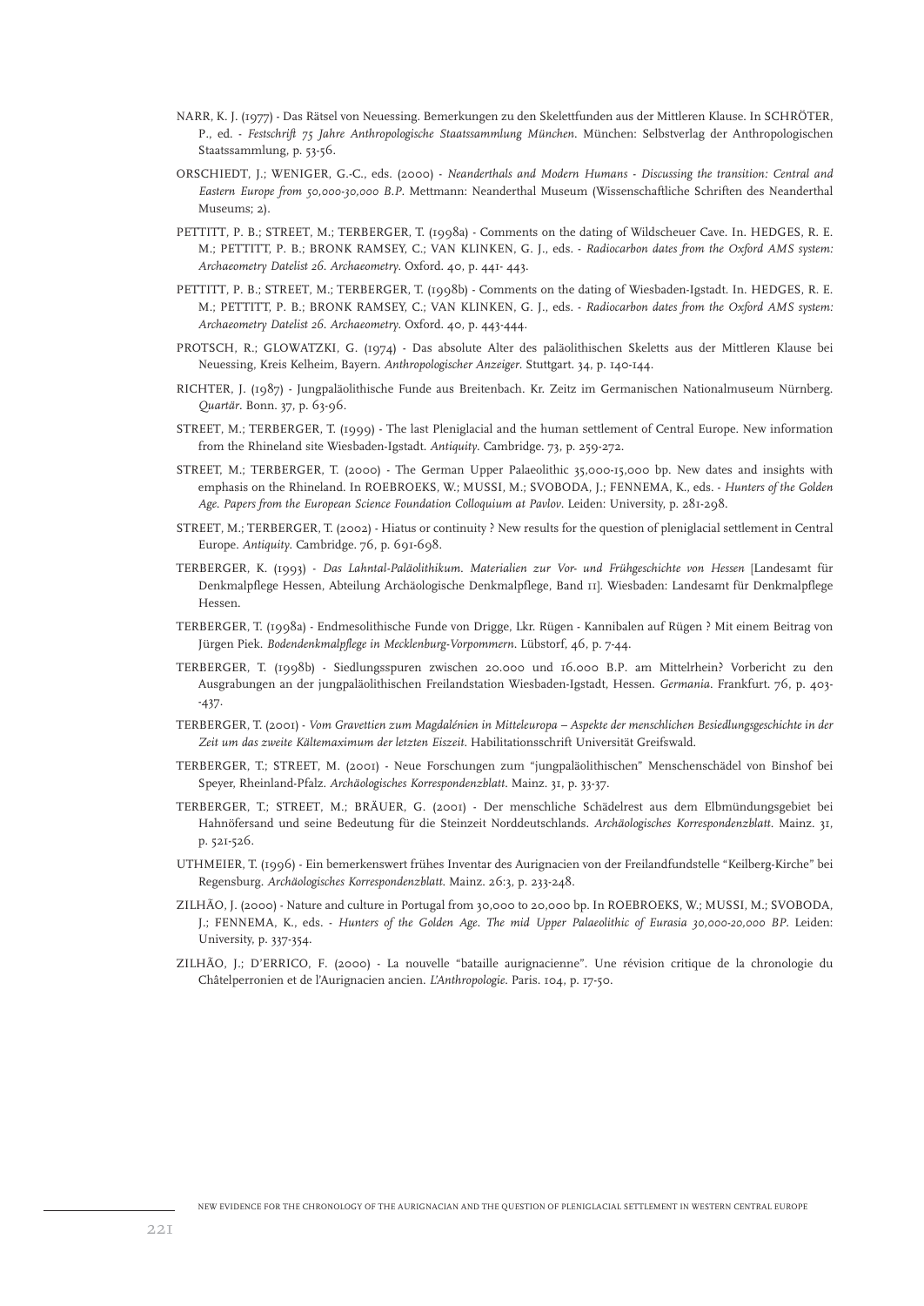NARR, K. J. (1977) - Das Rätsel von Neuessing. Bemerkungen zu den Skelettfunden aus der Mittleren Klause. In SCHRÖTER, P., ed. - *Festschrift 75 Jahre Anthropologische Staatssammlung München*. München: Selbstverlag der Anthropologischen Staatssammlung, p. 53-56.

ORSCHIEDT, J.; WENIGER, G.-C., eds. (2000) - *Neanderthals and Modern Humans - Discussing the transition: Central and Eastern Europe from 50,000-30,000 B.P.* Mettmann: Neanderthal Museum (Wissenschaftliche Schriften des Neanderthal Museums; 2).

PETTITT, P. B.; STREET, M.; TERBERGER, T. (1998a) - Comments on the dating of Wildscheuer Cave. In. HEDGES, R. E. M.; PETTITT, P. B.; BRONK RAMSEY, C.; VAN KLINKEN, G. J., eds. - *Radiocarbon dates from the Oxford AMS system: Archaeometry Datelist 26. Archaeometry*. Oxford. 40, p. 441- 443.

PETTITT, P. B.; STREET, M.; TERBERGER, T. (1998b) - Comments on the dating of Wiesbaden-Igstadt. In. HEDGES, R. E. M.; PETTITT, P. B.; BRONK RAMSEY, C.; VAN KLINKEN, G. J., eds. - *Radiocarbon dates from the Oxford AMS system: Archaeometry Datelist 26. Archaeometry*. Oxford. 40, p. 443-444.

PROTSCH, R.; GLOWATZKI, G. (1974) - Das absolute Alter des paläolithischen Skeletts aus der Mittleren Klause bei Neuessing, Kreis Kelheim, Bayern. *Anthropologischer Anzeiger*. Stuttgart. 34, p. 140-144.

RICHTER, J. (1987) - Jungpaläolithische Funde aus Breitenbach. Kr. Zeitz im Germanischen Nationalmuseum Nürnberg. *Quartär*. Bonn. 37, p. 63-96.

STREET, M.; TERBERGER, T. (1999) - The last Pleniglacial and the human settlement of Central Europe. New information from the Rhineland site Wiesbaden-Igstadt. *Antiquity*. Cambridge. 73, p. 259-272.

STREET, M.; TERBERGER, T. (2000) - The German Upper Palaeolithic 35,000-15,000 bp. New dates and insights with emphasis on the Rhineland. In ROEBROEKS, W.; MUSSI, M.; SVOBODA, J.; FENNEMA, K., eds. - *Hunters of the Golden Age. Papers from the European Science Foundation Colloquium at Pavlov*. Leiden: University, p. 281-298.

STREET, M.; TERBERGER, T. (2002) - Hiatus or continuity ? New results for the question of pleniglacial settlement in Central Europe. *Antiquity*. Cambridge. 76, p. 691-698.

TERBERGER, K. (1993) - *Das Lahntal-Paläolithikum. Materialien zur Vor- und Frühgeschichte von Hessen* [Landesamt für Denkmalpflege Hessen, Abteilung Archäologische Denkmalpflege, Band 11]. Wiesbaden: Landesamt für Denkmalpflege Hessen.

TERBERGER, T. (1998a) - Endmesolithische Funde von Drigge, Lkr. Rügen - Kannibalen auf Rügen ? Mit einem Beitrag von Jürgen Piek. *Bodendenkmalpflege in Mecklenburg-Vorpommern*. Lübstorf, 46, p. 7-44.

TERBERGER, T. (1998b) - Siedlungsspuren zwischen 20.000 und 16.000 B.P. am Mittelrhein? Vorbericht zu den Ausgrabungen an der jungpaläolithischen Freilandstation Wiesbaden-Igstadt, Hessen. *Germania*. Frankfurt. 76, p. 403--437.

TERBERGER, T. (2001) - *Vom Gravettien zum Magdalénien in Mitteleuropa – Aspekte der menschlichen Besiedlungsgeschichte in der Zeit um das zweite Kältemaximum der letzten Eiszeit*. Habilitationsschrift Universität Greifswald.

TERBERGER, T.; STREET, M. (2001) - Neue Forschungen zum "jungpaläolithischen" Menschenschädel von Binshof bei Speyer, Rheinland-Pfalz. *Archäologisches Korrespondenzblatt*. Mainz. 31, p. 33-37.

TERBERGER, T.; STREET, M.; BRÄUER, G. (2001) - Der menschliche Schädelrest aus dem Elbmündungsgebiet bei Hahnöfersand und seine Bedeutung für die Steinzeit Norddeutschlands. *Archäologisches Korrespondenzblatt*. Mainz. 31, p. 521-526.

UTHMEIER, T. (1996) - Ein bemerkenswert frühes Inventar des Aurignacien von der Freilandfundstelle "Keilberg-Kirche" bei Regensburg. *Archäologisches Korrespondenzblatt*. Mainz. 26:3, p. 233-248.

ZILHÃO, J. (2000) - Nature and culture in Portugal from 30,000 to 20,000 bp. In ROEBROEKS, W.; MUSSI, M.; SVOBODA, J.; FENNEMA, K., eds. - *Hunters of the Golden Age. The mid Upper Palaeolithic of Eurasia 30,000-20,000 BP*. Leiden: University, p. 337-354.

ZILHÃO, J.; D'ERRICO, F. (2000) - La nouvelle "bataille aurignacienne". Une révision critique de la chronologie du Châtelperronien et de l'Aurignacien ancien. *L'Anthropologie*. Paris. 104, p. 17-50.